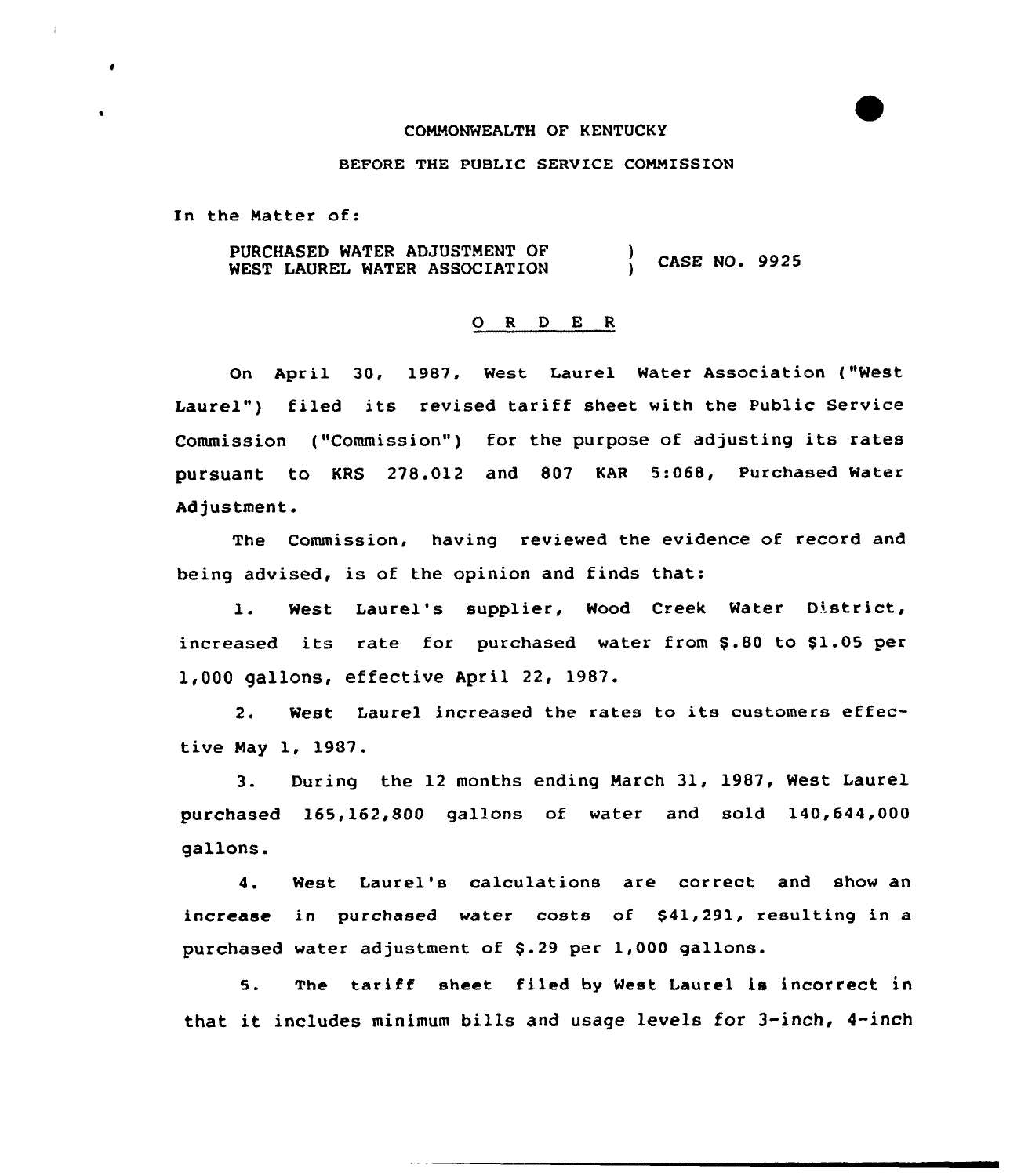COMMONWEALTH OF KENTUCKY

BEFORE THE PUBLIC SERVICE COMMISSION

In the Matter of:

PURCHASED WATER ADJUSTMENT OF WEST LAUREL WATER ASSOCIATION ) CASE NO. 9925

# O R D E R

On April 30, 1987, West Laurel Water Association ("West Laurel") filed its revised tariff sheet with the Public Service Commission ("Commission") for the purpose of adjusting its rates pursuant to KRS 278.012 and 807 KAR 5:068, Purchased Water Adjustment.

The Commission, having reviewed the evidence of record and being advised, is of the opinion and finds that:

1. West Laurel's supplier, Wood Creek Water District, increased its rate for purchased water from $.80 to $1.05 per 1,000 gallons, effective April 22, 1987.

2. West Laurel increased the rates to its customers effective May 1, 1987.

3. During the 12 months ending March 31, 1987, West Laurel purchased 165,162,800 gallons of water and sold 140,644,000 gallons.

4. West Laurel's calculations are correct and show an increase in purchased water costs of $41,291, resulting in a purchased water adjustment of $.29 per 1,000 gallons.

5. The tariff sheet filed by West Laurel is incorrect in that it includes minimum bills and usage levels for 3-inch, 4-inch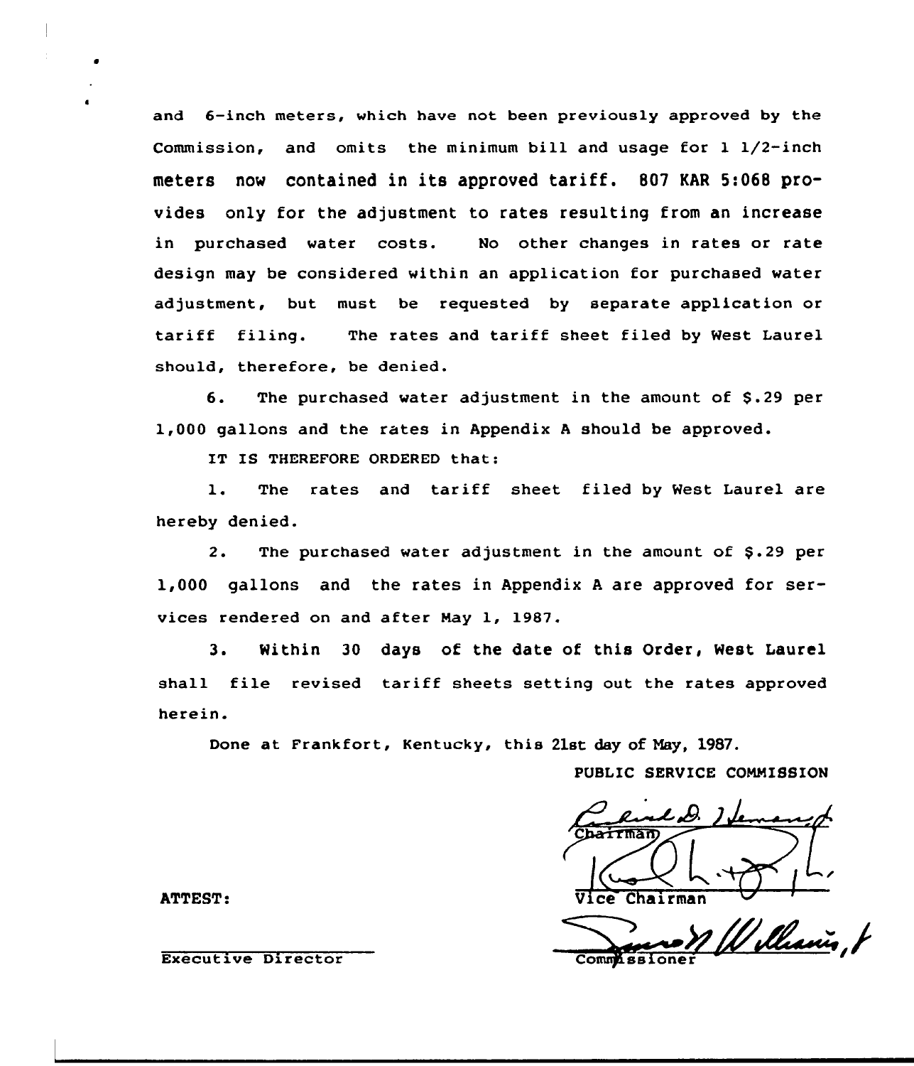and 6-inch meters, which have not been previously approved by the Commission, and omits the minimum bill and usage for 1 1/2-inch meters now contained in its approved tariff. 807 KAR 5:068 provides only for the adjustment to rates resulting from an increase in purchased water costs. No other changes in rates or rate design may be considered within an application for purchased water adjustment, but must be requested by separate application or tariff filing. The rates and tariff sheet filed by West Laurel should, therefore, be denied.

6. The purchased water adjustment in the amount of $.29 per 1,000 gallons and the rates in Appendix A should be approved.

IT IS THEREFORE ORDERED that:

1. The rates and tariff sheet filed by West Laurel are hereby denied.

2. The purchased water adjustment in the amount of $.29 per 1,000 gallons and the rates in Appendix A are approved for services rendered on and after May 1, 1987.

3. Within 30 days of the date of this Order, West Laurel shall file revised tariff sheets setting out the rates approved herein.

Done at Frankfort, Kentucky, this 21st day of May, 1987.

PUBLIC SERVICE COMMISSION

Chairman

Vice Chairman

Commissioner

ATTEST:

Executive Director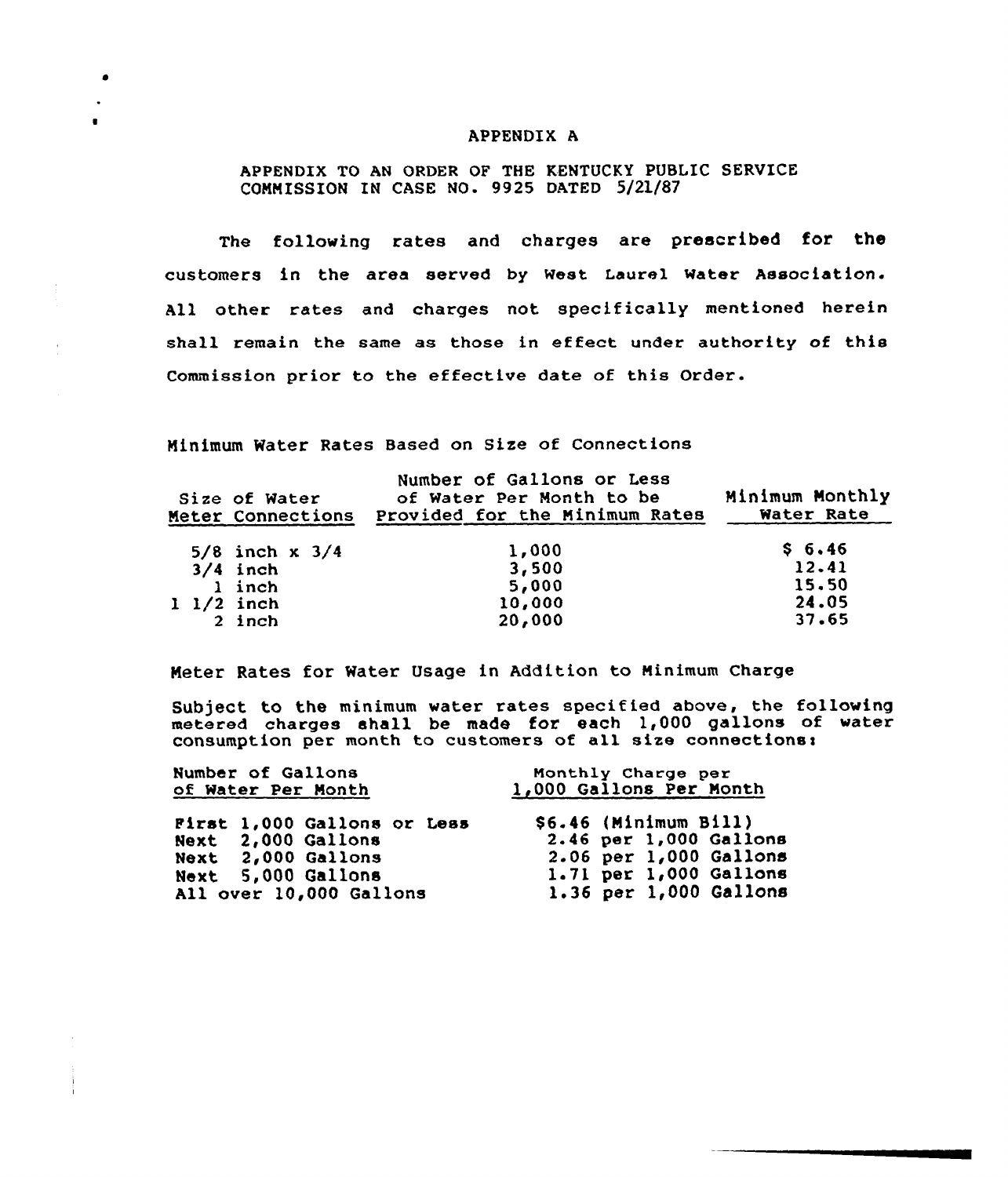# APPENDIX A

APPENDIX TO AN ORDER OF THE KENTUCKY PUBLIC SERVICE COMMISSION IN CASE NO. 9925 DATED 5/21/87

The following rates and charges are prescribed for the customers in the area served by West Laurel Water Association. All other rates and charges not specifically mentioned herein shall remain the same as those in effect under authority of this Commission prior to the effective date of this Order.

Minimum Water Rates Based on Size of Connections

| Size of Water Meter Connections | Number of Gallons or Less of Water Per Month to be Provided for the Minimum Rates | Minimum Monthly Water Rate |
|---|---|---|
| 5/8 inch x 3/4 | 1,000 | $ 6.46 |
| 3/4 inch | 3,500 | 12.41 |
| 1 inch | 5,000 | 15.50 |
| 1 1/2 inch | 10,000 | 24.05 |
| 2 inch | 20,000 | 37.65 |

Meter Rates for Water Usage in Addition to Minimum Charge

Subject to the minimum water rates specified above, the following metered charges shall be made for each 1,000 gallons of water consumption per month to customers of all size connections:

| Number of Gallons of Water Per Month | Monthly Charge per 1,000 Gallons Per Month |
|---|---|
| First 1,000 Gallons or Less | $6.46 (Minimum Bill) |
| Next 2,000 Gallons | 2.46 per 1,000 Gallons |
| Next 2,000 Gallons | 2.06 per 1,000 Gallons |
| Next 5,000 Gallons | 1.71 per 1,000 Gallons |
| All over 10,000 Gallons | 1.36 per 1,000 Gallons |